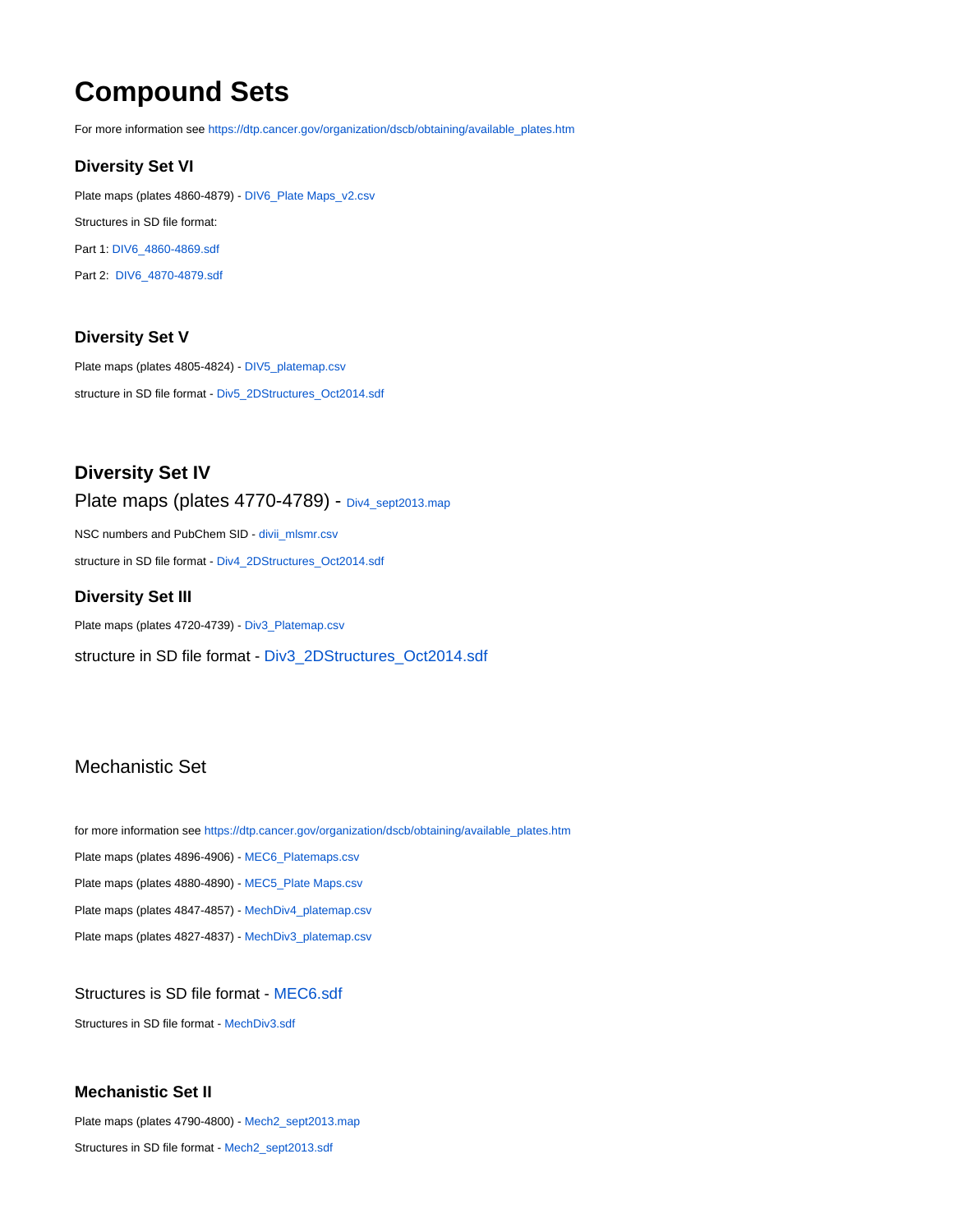# Compound Sets

For more information see https://dtp.cancer.gov/organization/dscb/obtaining/available_plates.htm

### Diversity Set VI

Plate maps (plates 4860-4879) - DIV6_Plate Maps_v2.csv

Structures in SD file format:

Part 1: DIV6_4860-4869.sdf

Part 2: DIV6_4870-4879.sdf

### Diversity Set V

Plate maps (plates 4805-4824) - DIV5_platemap.csv

structure in SD file format - Div5_2DStructures_Oct2014.sdf

### Diversity Set IV

Plate maps (plates 4770-4789) - Div4_sept2013.map

NSC numbers and PubChem SID - divii_mlsmr.csv

structure in SD file format - Div4_2DStructures_Oct2014.sdf

### Diversity Set III

Plate maps (plates 4720-4739) - Div3_Platemap.csv

structure in SD file format - Div3_2DStructures_Oct2014.sdf

## Mechanistic Set

for more information see https://dtp.cancer.gov/organization/dscb/obtaining/available_plates.htm

Plate maps (plates 4896-4906) - MEC6_Platemaps.csv

Plate maps (plates 4880-4890) - MEC5_Plate Maps.csv

Plate maps (plates 4847-4857) - MechDiv4_platemap.csv

Plate maps (plates 4827-4837) - MechDiv3_platemap.csv

Structures is SD file format - MEC6.sdf

Structures in SD file format - MechDiv3.sdf

### Mechanistic Set II

Plate maps (plates 4790-4800) - Mech2_sept2013.map

Structures in SD file format - Mech2_sept2013.sdf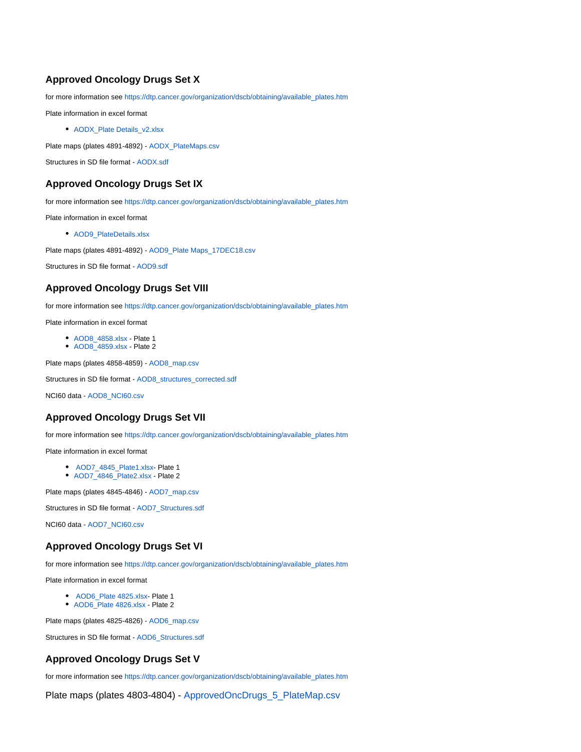## Approved Oncology Drugs Set X

for more information see https://dtp.cancer.gov/organization/dscb/obtaining/available_plates.htm

Plate information in excel format

- AODX_Plate Details_v2.xlsx

Plate maps (plates 4891-4892) - AODX_PlateMaps.csv

Structures in SD file format - AODX.sdf

## Approved Oncology Drugs Set IX

for more information see https://dtp.cancer.gov/organization/dscb/obtaining/available_plates.htm

Plate information in excel format

- AOD9_PlateDetails.xlsx

Plate maps (plates 4891-4892) - AOD9_Plate Maps_17DEC18.csv

Structures in SD file format - AOD9.sdf

## Approved Oncology Drugs Set VIII

for more information see https://dtp.cancer.gov/organization/dscb/obtaining/available_plates.htm

Plate information in excel format

- AOD8_4858.xlsx - Plate 1
- AOD8_4859.xlsx - Plate 2

Plate maps (plates 4858-4859) - AOD8_map.csv

Structures in SD file format - AOD8_structures_corrected.sdf

NCI60 data - AOD8_NCI60.csv

## Approved Oncology Drugs Set VII

for more information see https://dtp.cancer.gov/organization/dscb/obtaining/available_plates.htm

Plate information in excel format

- AOD7_4845_Plate1.xlsx- Plate 1
- AOD7_4846_Plate2.xlsx - Plate 2

Plate maps (plates 4845-4846) - AOD7_map.csv

Structures in SD file format - AOD7_Structures.sdf

NCI60 data - AOD7_NCI60.csv

## Approved Oncology Drugs Set VI

for more information see https://dtp.cancer.gov/organization/dscb/obtaining/available_plates.htm

Plate information in excel format

- AOD6_Plate 4825.xlsx- Plate 1
- AOD6_Plate 4826.xlsx - Plate 2

Plate maps (plates 4825-4826) - AOD6_map.csv

Structures in SD file format - AOD6_Structures.sdf

## Approved Oncology Drugs Set V

for more information see https://dtp.cancer.gov/organization/dscb/obtaining/available_plates.htm

Plate maps (plates 4803-4804) - ApprovedOncDrugs_5_PlateMap.csv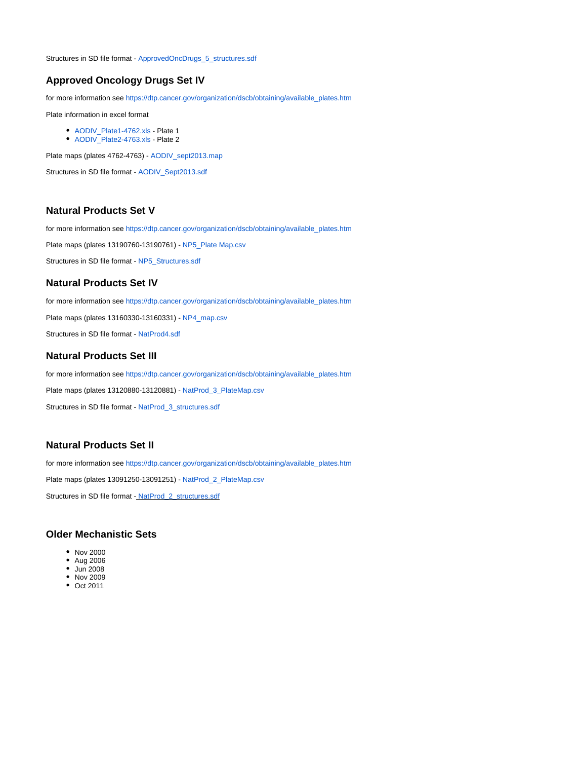Structures in SD file format - ApprovedOncDrugs_5_structures.sdf

## Approved Oncology Drugs Set IV

for more information see https://dtp.cancer.gov/organization/dscb/obtaining/available_plates.htm

Plate information in excel format

- AODIV_Plate1-4762.xls - Plate 1
- AODIV_Plate2-4763.xls - Plate 2

Plate maps (plates 4762-4763) - AODIV_sept2013.map

Structures in SD file format - AODIV_Sept2013.sdf

## Natural Products Set V

for more information see https://dtp.cancer.gov/organization/dscb/obtaining/available_plates.htm

Plate maps (plates 13190760-13190761) - NP5_Plate Map.csv

Structures in SD file format - NP5_Structures.sdf

## Natural Products Set IV

for more information see https://dtp.cancer.gov/organization/dscb/obtaining/available_plates.htm

Plate maps (plates 13160330-13160331) - NP4_map.csv

Structures in SD file format - NatProd4.sdf

## Natural Products Set III

for more information see https://dtp.cancer.gov/organization/dscb/obtaining/available_plates.htm

Plate maps (plates 13120880-13120881) - NatProd_3_PlateMap.csv

Structures in SD file format - NatProd_3_structures.sdf

## Natural Products Set II

for more information see https://dtp.cancer.gov/organization/dscb/obtaining/available_plates.htm

Plate maps (plates 13091250-13091251) - NatProd_2_PlateMap.csv

Structures in SD file format - NatProd_2_structures.sdf

## Older Mechanistic Sets

- Nov 2000
- Aug 2006
- Jun 2008
- Nov 2009
- Oct 2011